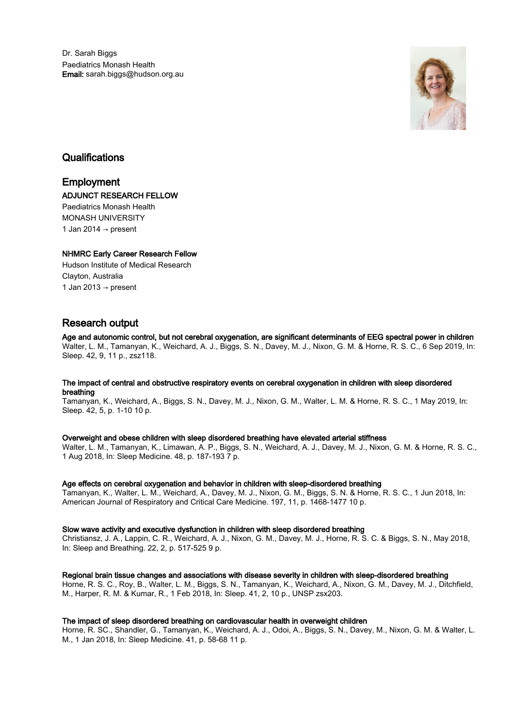Dr. Sarah Biggs
Paediatrics Monash Health
**Email:** sarah.biggs@hudson.org.au

## Qualifications

## Employment

**ADJUNCT RESEARCH FELLOW**
Paediatrics Monash Health
MONASH UNIVERSITY
1 Jan 2014 → present

**NHMRC Early Career Research Fellow**
Hudson Institute of Medical Research
Clayton, Australia
1 Jan 2013 → present

## Research output

**Age and autonomic control, but not cerebral oxygenation, are significant determinants of EEG spectral power in children**
Walter, L. M., Tamanyan, K., Weichard, A. J., Biggs, S. N., Davey, M. J., Nixon, G. M. & Horne, R. S. C., 6 Sep 2019, In: Sleep. 42, 9, 11 p., zsz118.

**The impact of central and obstructive respiratory events on cerebral oxygenation in children with sleep disordered breathing**
Tamanyan, K., Weichard, A., Biggs, S. N., Davey, M. J., Nixon, G. M., Walter, L. M. & Horne, R. S. C., 1 May 2019, In: Sleep. 42, 5, p. 1-10 10 p.

**Overweight and obese children with sleep disordered breathing have elevated arterial stiffness**
Walter, L. M., Tamanyan, K., Limawan, A. P., Biggs, S. N., Weichard, A. J., Davey, M. J., Nixon, G. M. & Horne, R. S. C., 1 Aug 2018, In: Sleep Medicine. 48, p. 187-193 7 p.

**Age effects on cerebral oxygenation and behavior in children with sleep-disordered breathing**
Tamanyan, K., Walter, L. M., Weichard, A., Davey, M. J., Nixon, G. M., Biggs, S. N. & Horne, R. S. C., 1 Jun 2018, In: American Journal of Respiratory and Critical Care Medicine. 197, 11, p. 1468-1477 10 p.

**Slow wave activity and executive dysfunction in children with sleep disordered breathing**
Christiansz, J. A., Lappin, C. R., Weichard, A. J., Nixon, G. M., Davey, M. J., Horne, R. S. C. & Biggs, S. N., May 2018, In: Sleep and Breathing. 22, 2, p. 517-525 9 p.

**Regional brain tissue changes and associations with disease severity in children with sleep-disordered breathing**
Horne, R. S. C., Roy, B., Walter, L. M., Biggs, S. N., Tamanyan, K., Weichard, A., Nixon, G. M., Davey, M. J., Ditchfield, M., Harper, R. M. & Kumar, R., 1 Feb 2018, In: Sleep. 41, 2, 10 p., UNSP zsx203.

**The impact of sleep disordered breathing on cardiovascular health in overweight children**
Horne, R. SC., Shandler, G., Tamanyan, K., Weichard, A. J., Odoi, A., Biggs, S. N., Davey, M., Nixon, G. M. & Walter, L. M., 1 Jan 2018, In: Sleep Medicine. 41, p. 58-68 11 p.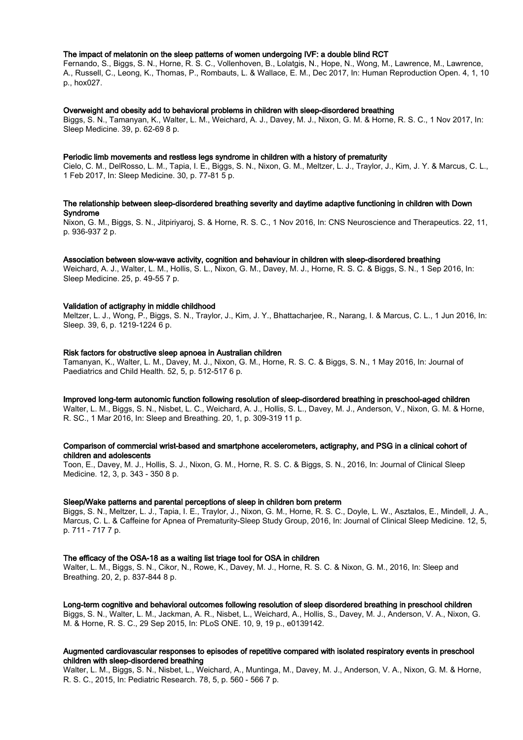**The impact of melatonin on the sleep patterns of women undergoing IVF: a double blind RCT**
Fernando, S., Biggs, S. N., Horne, R. S. C., Vollenhoven, B., Lolatgis, N., Hope, N., Wong, M., Lawrence, M., Lawrence, A., Russell, C., Leong, K., Thomas, P., Rombauts, L. & Wallace, E. M., Dec 2017, In: Human Reproduction Open. 4, 1, 10 p., hox027.

**Overweight and obesity add to behavioral problems in children with sleep-disordered breathing**
Biggs, S. N., Tamanyan, K., Walter, L. M., Weichard, A. J., Davey, M. J., Nixon, G. M. & Horne, R. S. C., 1 Nov 2017, In: Sleep Medicine. 39, p. 62-69 8 p.

**Periodic limb movements and restless legs syndrome in children with a history of prematurity**
Cielo, C. M., DelRosso, L. M., Tapia, I. E., Biggs, S. N., Nixon, G. M., Meltzer, L. J., Traylor, J., Kim, J. Y. & Marcus, C. L., 1 Feb 2017, In: Sleep Medicine. 30, p. 77-81 5 p.

**The relationship between sleep-disordered breathing severity and daytime adaptive functioning in children with Down Syndrome**
Nixon, G. M., Biggs, S. N., Jitpiriyaroj, S. & Horne, R. S. C., 1 Nov 2016, In: CNS Neuroscience and Therapeutics. 22, 11, p. 936-937 2 p.

**Association between slow-wave activity, cognition and behaviour in children with sleep-disordered breathing**
Weichard, A. J., Walter, L. M., Hollis, S. L., Nixon, G. M., Davey, M. J., Horne, R. S. C. & Biggs, S. N., 1 Sep 2016, In: Sleep Medicine. 25, p. 49-55 7 p.

**Validation of actigraphy in middle childhood**
Meltzer, L. J., Wong, P., Biggs, S. N., Traylor, J., Kim, J. Y., Bhattacharjee, R., Narang, I. & Marcus, C. L., 1 Jun 2016, In: Sleep. 39, 6, p. 1219-1224 6 p.

**Risk factors for obstructive sleep apnoea in Australian children**
Tamanyan, K., Walter, L. M., Davey, M. J., Nixon, G. M., Horne, R. S. C. & Biggs, S. N., 1 May 2016, In: Journal of Paediatrics and Child Health. 52, 5, p. 512-517 6 p.

**Improved long-term autonomic function following resolution of sleep-disordered breathing in preschool-aged children**
Walter, L. M., Biggs, S. N., Nisbet, L. C., Weichard, A. J., Hollis, S. L., Davey, M. J., Anderson, V., Nixon, G. M. & Horne, R. SC., 1 Mar 2016, In: Sleep and Breathing. 20, 1, p. 309-319 11 p.

**Comparison of commercial wrist-based and smartphone accelerometers, actigraphy, and PSG in a clinical cohort of children and adolescents**
Toon, E., Davey, M. J., Hollis, S. J., Nixon, G. M., Horne, R. S. C. & Biggs, S. N., 2016, In: Journal of Clinical Sleep Medicine. 12, 3, p. 343 - 350 8 p.

**Sleep/Wake patterns and parental perceptions of sleep in children born preterm**
Biggs, S. N., Meltzer, L. J., Tapia, I. E., Traylor, J., Nixon, G. M., Horne, R. S. C., Doyle, L. W., Asztalos, E., Mindell, J. A., Marcus, C. L. & Caffeine for Apnea of Prematurity-Sleep Study Group, 2016, In: Journal of Clinical Sleep Medicine. 12, 5, p. 711 - 717 7 p.

**The efficacy of the OSA-18 as a waiting list triage tool for OSA in children**
Walter, L. M., Biggs, S. N., Cikor, N., Rowe, K., Davey, M. J., Horne, R. S. C. & Nixon, G. M., 2016, In: Sleep and Breathing. 20, 2, p. 837-844 8 p.

**Long-term cognitive and behavioral outcomes following resolution of sleep disordered breathing in preschool children**
Biggs, S. N., Walter, L. M., Jackman, A. R., Nisbet, L., Weichard, A., Hollis, S., Davey, M. J., Anderson, V. A., Nixon, G. M. & Horne, R. S. C., 29 Sep 2015, In: PLoS ONE. 10, 9, 19 p., e0139142.

**Augmented cardiovascular responses to episodes of repetitive compared with isolated respiratory events in preschool children with sleep-disordered breathing**
Walter, L. M., Biggs, S. N., Nisbet, L., Weichard, A., Muntinga, M., Davey, M. J., Anderson, V. A., Nixon, G. M. & Horne, R. S. C., 2015, In: Pediatric Research. 78, 5, p. 560 - 566 7 p.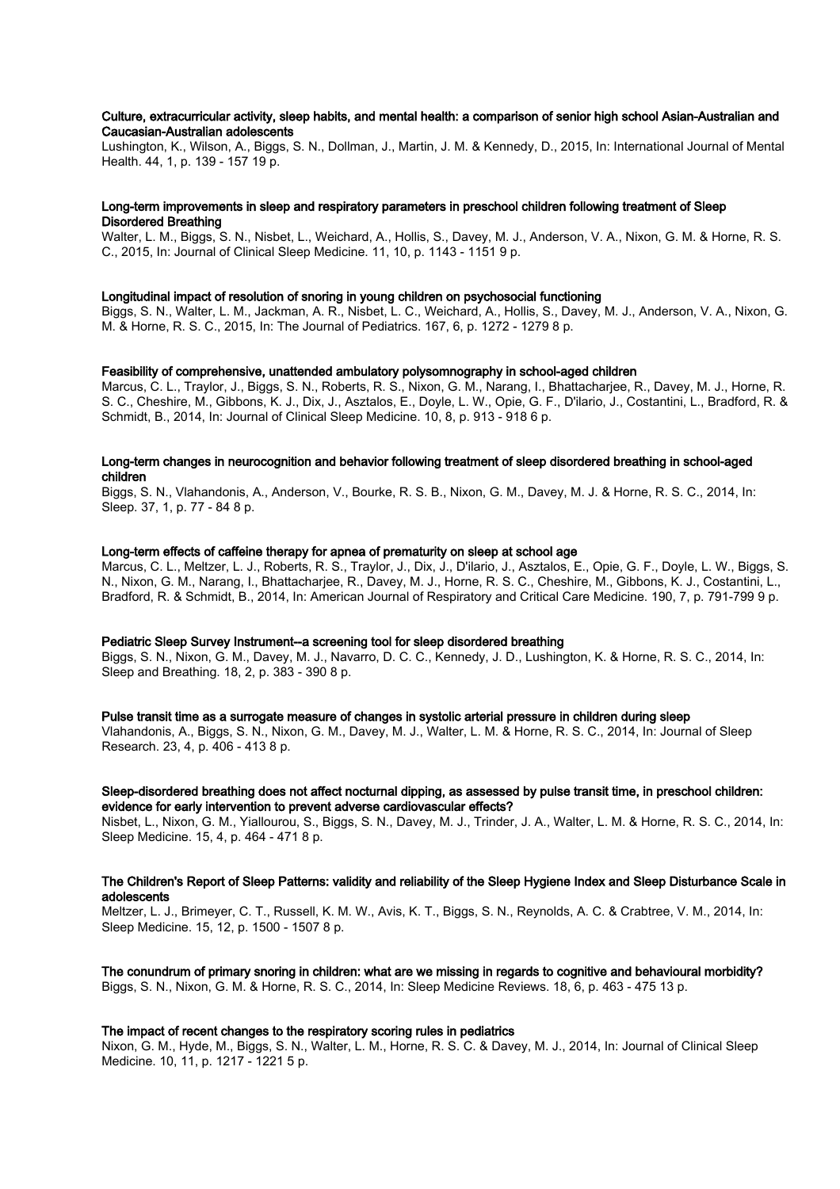**Culture, extracurricular activity, sleep habits, and mental health: a comparison of senior high school Asian-Australian and Caucasian-Australian adolescents**

Lushington, K., Wilson, A., Biggs, S. N., Dollman, J., Martin, J. M. & Kennedy, D., 2015, In: International Journal of Mental Health. 44, 1, p. 139 - 157 19 p.

**Long-term improvements in sleep and respiratory parameters in preschool children following treatment of Sleep Disordered Breathing**

Walter, L. M., Biggs, S. N., Nisbet, L., Weichard, A., Hollis, S., Davey, M. J., Anderson, V. A., Nixon, G. M. & Horne, R. S. C., 2015, In: Journal of Clinical Sleep Medicine. 11, 10, p. 1143 - 1151 9 p.

**Longitudinal impact of resolution of snoring in young children on psychosocial functioning**

Biggs, S. N., Walter, L. M., Jackman, A. R., Nisbet, L. C., Weichard, A., Hollis, S., Davey, M. J., Anderson, V. A., Nixon, G. M. & Horne, R. S. C., 2015, In: The Journal of Pediatrics. 167, 6, p. 1272 - 1279 8 p.

**Feasibility of comprehensive, unattended ambulatory polysomnography in school-aged children**

Marcus, C. L., Traylor, J., Biggs, S. N., Roberts, R. S., Nixon, G. M., Narang, I., Bhattacharjee, R., Davey, M. J., Horne, R. S. C., Cheshire, M., Gibbons, K. J., Dix, J., Asztalos, E., Doyle, L. W., Opie, G. F., D'ilario, J., Costantini, L., Bradford, R. & Schmidt, B., 2014, In: Journal of Clinical Sleep Medicine. 10, 8, p. 913 - 918 6 p.

**Long-term changes in neurocognition and behavior following treatment of sleep disordered breathing in school-aged children**

Biggs, S. N., Vlahandonis, A., Anderson, V., Bourke, R. S. B., Nixon, G. M., Davey, M. J. & Horne, R. S. C., 2014, In: Sleep. 37, 1, p. 77 - 84 8 p.

**Long-term effects of caffeine therapy for apnea of prematurity on sleep at school age**

Marcus, C. L., Meltzer, L. J., Roberts, R. S., Traylor, J., Dix, J., D'ilario, J., Asztalos, E., Opie, G. F., Doyle, L. W., Biggs, S. N., Nixon, G. M., Narang, I., Bhattacharjee, R., Davey, M. J., Horne, R. S. C., Cheshire, M., Gibbons, K. J., Costantini, L., Bradford, R. & Schmidt, B., 2014, In: American Journal of Respiratory and Critical Care Medicine. 190, 7, p. 791-799 9 p.

**Pediatric Sleep Survey Instrument--a screening tool for sleep disordered breathing**

Biggs, S. N., Nixon, G. M., Davey, M. J., Navarro, D. C. C., Kennedy, J. D., Lushington, K. & Horne, R. S. C., 2014, In: Sleep and Breathing. 18, 2, p. 383 - 390 8 p.

**Pulse transit time as a surrogate measure of changes in systolic arterial pressure in children during sleep**

Vlahandonis, A., Biggs, S. N., Nixon, G. M., Davey, M. J., Walter, L. M. & Horne, R. S. C., 2014, In: Journal of Sleep Research. 23, 4, p. 406 - 413 8 p.

**Sleep-disordered breathing does not affect nocturnal dipping, as assessed by pulse transit time, in preschool children: evidence for early intervention to prevent adverse cardiovascular effects?**

Nisbet, L., Nixon, G. M., Yiallourou, S., Biggs, S. N., Davey, M. J., Trinder, J. A., Walter, L. M. & Horne, R. S. C., 2014, In: Sleep Medicine. 15, 4, p. 464 - 471 8 p.

**The Children's Report of Sleep Patterns: validity and reliability of the Sleep Hygiene Index and Sleep Disturbance Scale in adolescents**

Meltzer, L. J., Brimeyer, C. T., Russell, K. M. W., Avis, K. T., Biggs, S. N., Reynolds, A. C. & Crabtree, V. M., 2014, In: Sleep Medicine. 15, 12, p. 1500 - 1507 8 p.

**The conundrum of primary snoring in children: what are we missing in regards to cognitive and behavioural morbidity?**

Biggs, S. N., Nixon, G. M. & Horne, R. S. C., 2014, In: Sleep Medicine Reviews. 18, 6, p. 463 - 475 13 p.

**The impact of recent changes to the respiratory scoring rules in pediatrics**

Nixon, G. M., Hyde, M., Biggs, S. N., Walter, L. M., Horne, R. S. C. & Davey, M. J., 2014, In: Journal of Clinical Sleep Medicine. 10, 11, p. 1217 - 1221 5 p.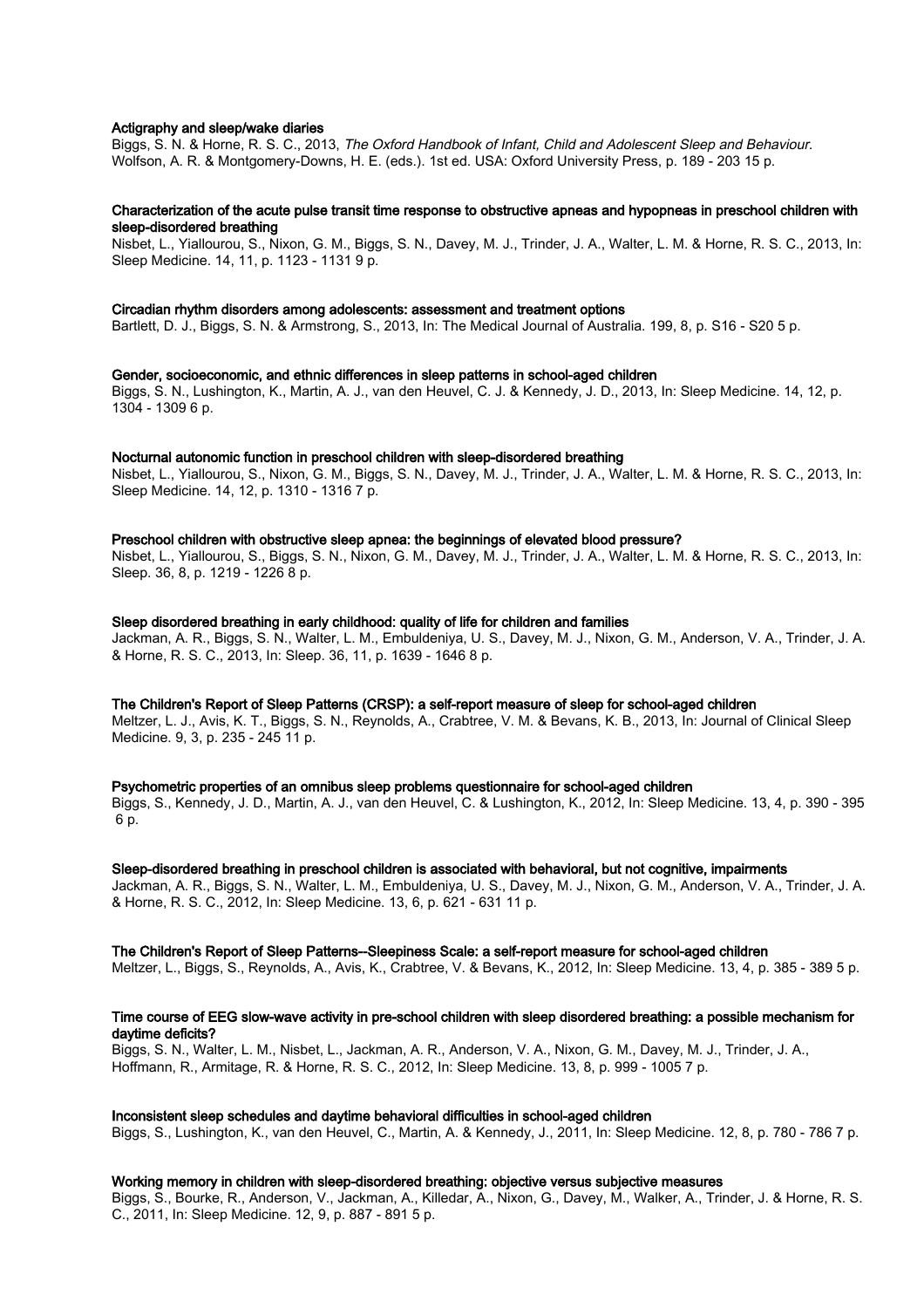**Actigraphy and sleep/wake diaries**

Biggs, S. N. & Horne, R. S. C., 2013, *The Oxford Handbook of Infant, Child and Adolescent Sleep and Behaviour*. Wolfson, A. R. & Montgomery-Downs, H. E. (eds.). 1st ed. USA: Oxford University Press, p. 189 - 203 15 p.

**Characterization of the acute pulse transit time response to obstructive apneas and hypopneas in preschool children with sleep-disordered breathing**

Nisbet, L., Yiallourou, S., Nixon, G. M., Biggs, S. N., Davey, M. J., Trinder, J. A., Walter, L. M. & Horne, R. S. C., 2013, In: Sleep Medicine. 14, 11, p. 1123 - 1131 9 p.

**Circadian rhythm disorders among adolescents: assessment and treatment options**

Bartlett, D. J., Biggs, S. N. & Armstrong, S., 2013, In: The Medical Journal of Australia. 199, 8, p. S16 - S20 5 p.

**Gender, socioeconomic, and ethnic differences in sleep patterns in school-aged children**

Biggs, S. N., Lushington, K., Martin, A. J., van den Heuvel, C. J. & Kennedy, J. D., 2013, In: Sleep Medicine. 14, 12, p. 1304 - 1309 6 p.

**Nocturnal autonomic function in preschool children with sleep-disordered breathing**

Nisbet, L., Yiallourou, S., Nixon, G. M., Biggs, S. N., Davey, M. J., Trinder, J. A., Walter, L. M. & Horne, R. S. C., 2013, In: Sleep Medicine. 14, 12, p. 1310 - 1316 7 p.

**Preschool children with obstructive sleep apnea: the beginnings of elevated blood pressure?**

Nisbet, L., Yiallourou, S., Biggs, S. N., Nixon, G. M., Davey, M. J., Trinder, J. A., Walter, L. M. & Horne, R. S. C., 2013, In: Sleep. 36, 8, p. 1219 - 1226 8 p.

**Sleep disordered breathing in early childhood: quality of life for children and families**

Jackman, A. R., Biggs, S. N., Walter, L. M., Embuldeniya, U. S., Davey, M. J., Nixon, G. M., Anderson, V. A., Trinder, J. A. & Horne, R. S. C., 2013, In: Sleep. 36, 11, p. 1639 - 1646 8 p.

**The Children's Report of Sleep Patterns (CRSP): a self-report measure of sleep for school-aged children**

Meltzer, L. J., Avis, K. T., Biggs, S. N., Reynolds, A., Crabtree, V. M. & Bevans, K. B., 2013, In: Journal of Clinical Sleep Medicine. 9, 3, p. 235 - 245 11 p.

**Psychometric properties of an omnibus sleep problems questionnaire for school-aged children**

Biggs, S., Kennedy, J. D., Martin, A. J., van den Heuvel, C. & Lushington, K., 2012, In: Sleep Medicine. 13, 4, p. 390 - 395 6 p.

**Sleep-disordered breathing in preschool children is associated with behavioral, but not cognitive, impairments**

Jackman, A. R., Biggs, S. N., Walter, L. M., Embuldeniya, U. S., Davey, M. J., Nixon, G. M., Anderson, V. A., Trinder, J. A. & Horne, R. S. C., 2012, In: Sleep Medicine. 13, 6, p. 621 - 631 11 p.

**The Children's Report of Sleep Patterns--Sleepiness Scale: a self-report measure for school-aged children**

Meltzer, L., Biggs, S., Reynolds, A., Avis, K., Crabtree, V. & Bevans, K., 2012, In: Sleep Medicine. 13, 4, p. 385 - 389 5 p.

**Time course of EEG slow-wave activity in pre-school children with sleep disordered breathing: a possible mechanism for daytime deficits?**

Biggs, S. N., Walter, L. M., Nisbet, L., Jackman, A. R., Anderson, V. A., Nixon, G. M., Davey, M. J., Trinder, J. A., Hoffmann, R., Armitage, R. & Horne, R. S. C., 2012, In: Sleep Medicine. 13, 8, p. 999 - 1005 7 p.

**Inconsistent sleep schedules and daytime behavioral difficulties in school-aged children**

Biggs, S., Lushington, K., van den Heuvel, C., Martin, A. & Kennedy, J., 2011, In: Sleep Medicine. 12, 8, p. 780 - 786 7 p.

**Working memory in children with sleep-disordered breathing: objective versus subjective measures**

Biggs, S., Bourke, R., Anderson, V., Jackman, A., Killedar, A., Nixon, G., Davey, M., Walker, A., Trinder, J. & Horne, R. S. C., 2011, In: Sleep Medicine. 12, 9, p. 887 - 891 5 p.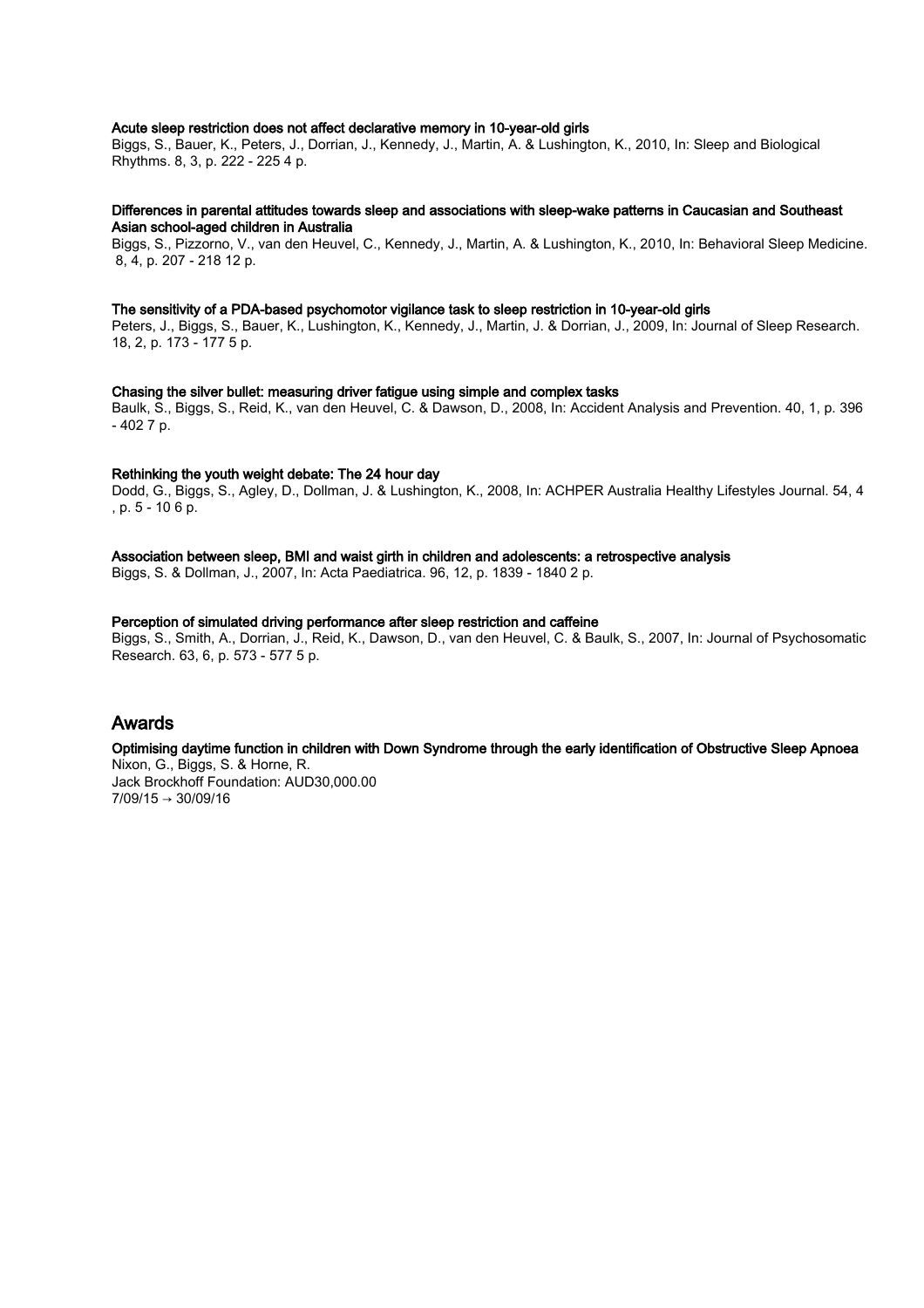**Acute sleep restriction does not affect declarative memory in 10-year-old girls**
Biggs, S., Bauer, K., Peters, J., Dorrian, J., Kennedy, J., Martin, A. & Lushington, K., 2010, In: Sleep and Biological Rhythms. 8, 3, p. 222 - 225 4 p.

**Differences in parental attitudes towards sleep and associations with sleep-wake patterns in Caucasian and Southeast Asian school-aged children in Australia**
Biggs, S., Pizzorno, V., van den Heuvel, C., Kennedy, J., Martin, A. & Lushington, K., 2010, In: Behavioral Sleep Medicine. 8, 4, p. 207 - 218 12 p.

**The sensitivity of a PDA-based psychomotor vigilance task to sleep restriction in 10-year-old girls**
Peters, J., Biggs, S., Bauer, K., Lushington, K., Kennedy, J., Martin, J. & Dorrian, J., 2009, In: Journal of Sleep Research. 18, 2, p. 173 - 177 5 p.

**Chasing the silver bullet: measuring driver fatigue using simple and complex tasks**
Baulk, S., Biggs, S., Reid, K., van den Heuvel, C. & Dawson, D., 2008, In: Accident Analysis and Prevention. 40, 1, p. 396 - 402 7 p.

**Rethinking the youth weight debate: The 24 hour day**
Dodd, G., Biggs, S., Agley, D., Dollman, J. & Lushington, K., 2008, In: ACHPER Australia Healthy Lifestyles Journal. 54, 4 , p. 5 - 10 6 p.

**Association between sleep, BMI and waist girth in children and adolescents: a retrospective analysis**
Biggs, S. & Dollman, J., 2007, In: Acta Paediatrica. 96, 12, p. 1839 - 1840 2 p.

**Perception of simulated driving performance after sleep restriction and caffeine**
Biggs, S., Smith, A., Dorrian, J., Reid, K., Dawson, D., van den Heuvel, C. & Baulk, S., 2007, In: Journal of Psychosomatic Research. 63, 6, p. 573 - 577 5 p.

## Awards

**Optimising daytime function in children with Down Syndrome through the early identification of Obstructive Sleep Apnoea**
Nixon, G., Biggs, S. & Horne, R.
Jack Brockhoff Foundation: AUD30,000.00
7/09/15 → 30/09/16